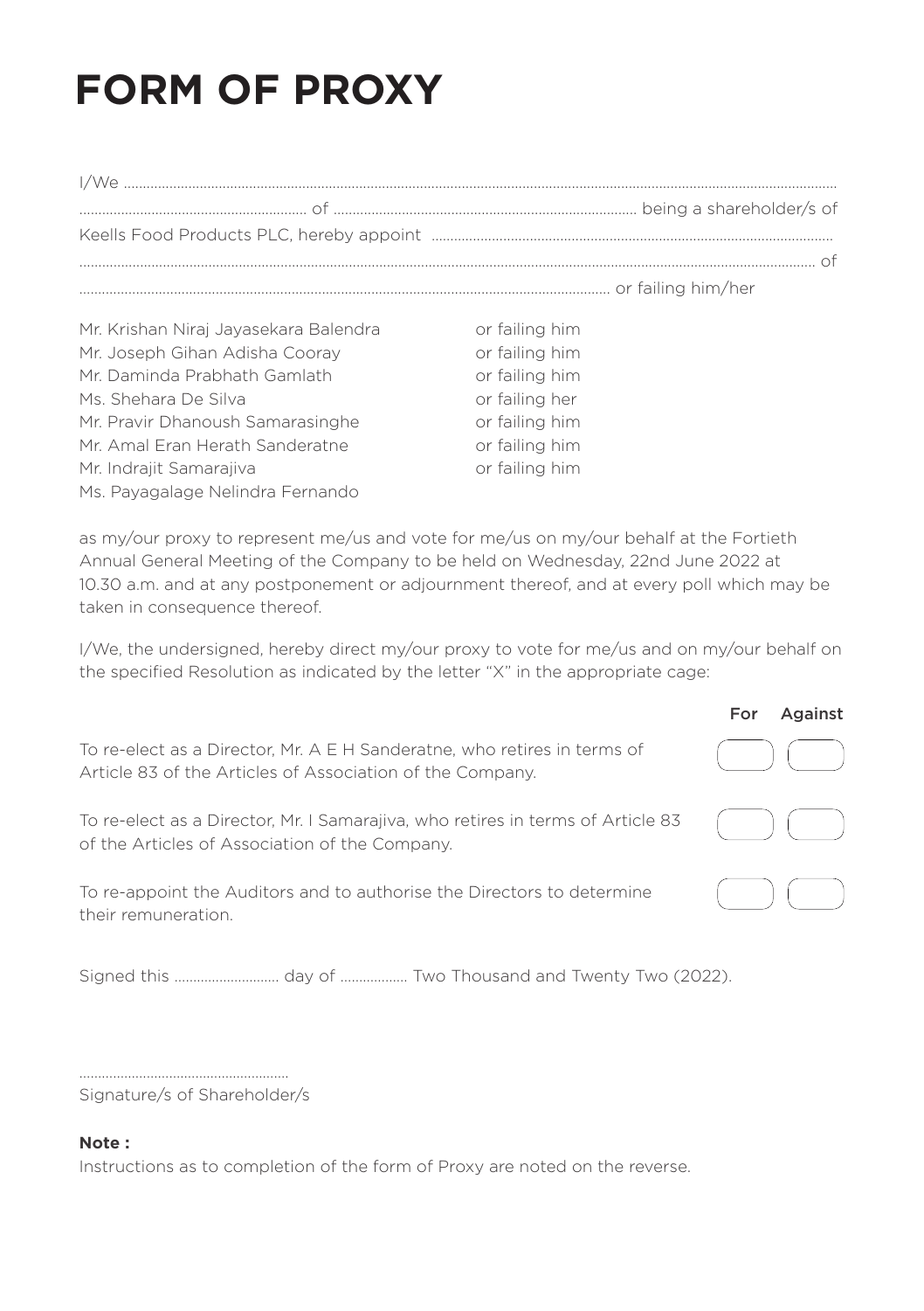# FORM OF PROXY

I/We ..................................................................................................................................................................................
.......................................................... of ................................................................................ being a shareholder/s of Keells Food Products PLC, hereby appoint ..........................................................................................................
.................................................................................................................................................................................... of
.................................................................................................................................... or failing him/her

| | |
|---|---|
| Mr. Krishan Niraj Jayasekara Balendra | or failing him |
| Mr. Joseph Gihan Adisha Cooray | or failing him |
| Mr. Daminda Prabhath Gamlath | or failing him |
| Ms. Shehara De Silva | or failing her |
| Mr. Pravir Dhanoush Samarasinghe | or failing him |
| Mr. Amal Eran Herath Sanderatne | or failing him |
| Mr. Indrajit Samarajiva | or failing him |
| Ms. Payagalage Nelindra Fernando | |

as my/our proxy to represent me/us and vote for me/us on my/our behalf at the Fortieth Annual General Meeting of the Company to be held on Wednesday, 22nd June 2022 at 10.30 a.m. and at any postponement or adjournment thereof, and at every poll which may be taken in consequence thereof.

I/We, the undersigned, hereby direct my/our proxy to vote for me/us and on my/our behalf on the specified Resolution as indicated by the letter "X" in the appropriate cage:

| | For | Against |
|---|---|---|
| To re-elect as a Director, Mr. A E H Sanderatne, who retires in terms of Article 83 of the Articles of Association of the Company. | | |
| To re-elect as a Director, Mr. I Samarajiva, who retires in terms of Article 83 of the Articles of Association of the Company. | | |
| To re-appoint the Auditors and to authorise the Directors to determine their remuneration. | | |

Signed this ............................ day of .................. Two Thousand and Twenty Two (2022).

.......................................................
Signature/s of Shareholder/s

**Note :**
Instructions as to completion of the form of Proxy are noted on the reverse.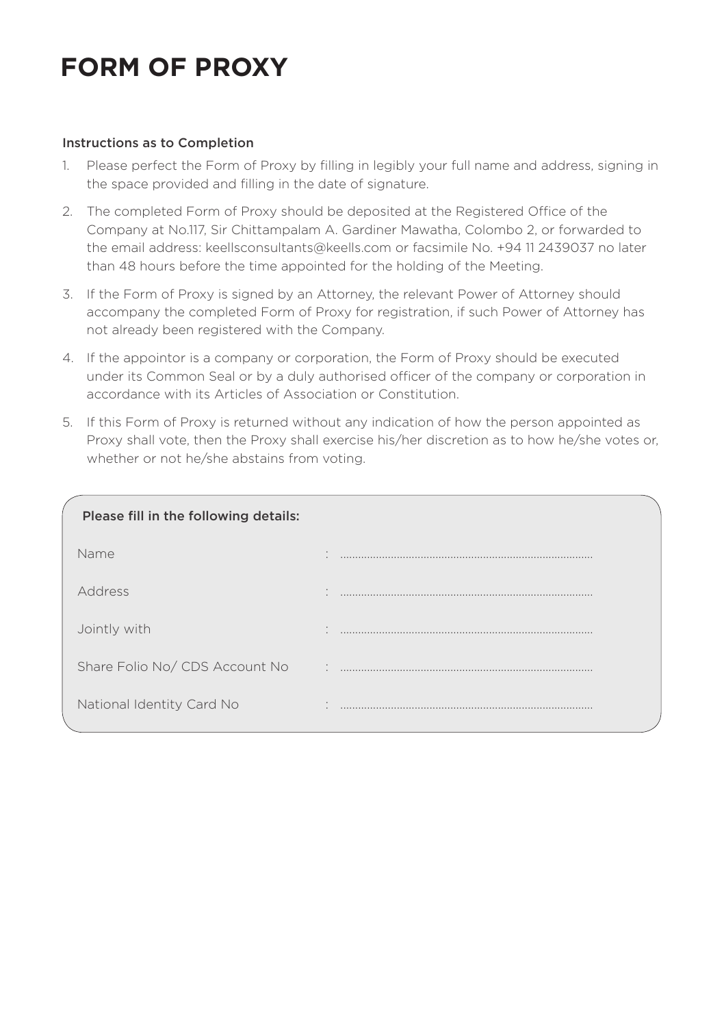# FORM OF PROXY

**Instructions as to Completion**

1. Please perfect the Form of Proxy by filling in legibly your full name and address, signing in the space provided and filling in the date of signature.
2. The completed Form of Proxy should be deposited at the Registered Office of the Company at No.117, Sir Chittampalam A. Gardiner Mawatha, Colombo 2, or forwarded to the email address: keellsconsultants@keells.com or facsimile No. +94 11 2439037 no later than 48 hours before the time appointed for the holding of the Meeting.
3. If the Form of Proxy is signed by an Attorney, the relevant Power of Attorney should accompany the completed Form of Proxy for registration, if such Power of Attorney has not already been registered with the Company.
4. If the appointor is a company or corporation, the Form of Proxy should be executed under its Common Seal or by a duly authorised officer of the company or corporation in accordance with its Articles of Association or Constitution.
5. If this Form of Proxy is returned without any indication of how the person appointed as Proxy shall vote, then the Proxy shall exercise his/her discretion as to how he/she votes or, whether or not he/she abstains from voting.

**Please fill in the following details:**

| | |
|---|---|
| Name | : ........................................................................................ |
| Address | : ........................................................................................ |
| Jointly with | : ........................................................................................ |
| Share Folio No/ CDS Account No | : ........................................................................................ |
| National Identity Card No | : ........................................................................................ |